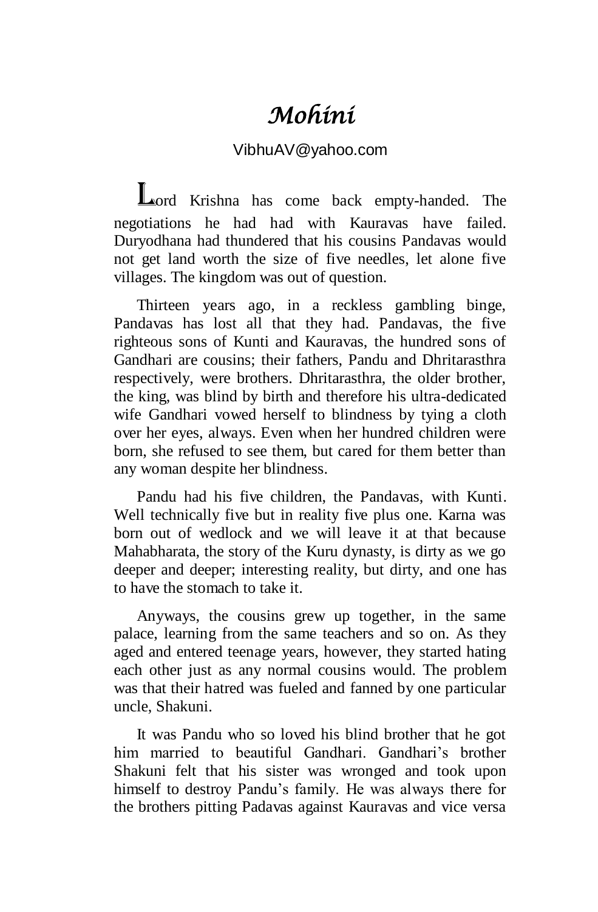# *Mohini*

VibhuAV@yahoo.com

Lord Krishna has come back empty-handed. The negotiations he had had with Kauravas have failed. Duryodhana had thundered that his cousins Pandavas would not get land worth the size of five needles, let alone five villages. The kingdom was out of question.

Thirteen years ago, in a reckless gambling binge, Pandavas has lost all that they had. Pandavas, the five righteous sons of Kunti and Kauravas, the hundred sons of Gandhari are cousins; their fathers, Pandu and Dhritarasthra respectively, were brothers. Dhritarasthra, the older brother, the king, was blind by birth and therefore his ultra-dedicated wife Gandhari vowed herself to blindness by tying a cloth over her eyes, always. Even when her hundred children were born, she refused to see them, but cared for them better than any woman despite her blindness.

Pandu had his five children, the Pandavas, with Kunti. Well technically five but in reality five plus one. Karna was born out of wedlock and we will leave it at that because Mahabharata, the story of the Kuru dynasty, is dirty as we go deeper and deeper; interesting reality, but dirty, and one has to have the stomach to take it.

Anyways, the cousins grew up together, in the same palace, learning from the same teachers and so on. As they aged and entered teenage years, however, they started hating each other just as any normal cousins would. The problem was that their hatred was fueled and fanned by one particular uncle, Shakuni.

It was Pandu who so loved his blind brother that he got him married to beautiful Gandhari. Gandhari's brother Shakuni felt that his sister was wronged and took upon himself to destroy Pandu's family. He was always there for the brothers pitting Padavas against Kauravas and vice versa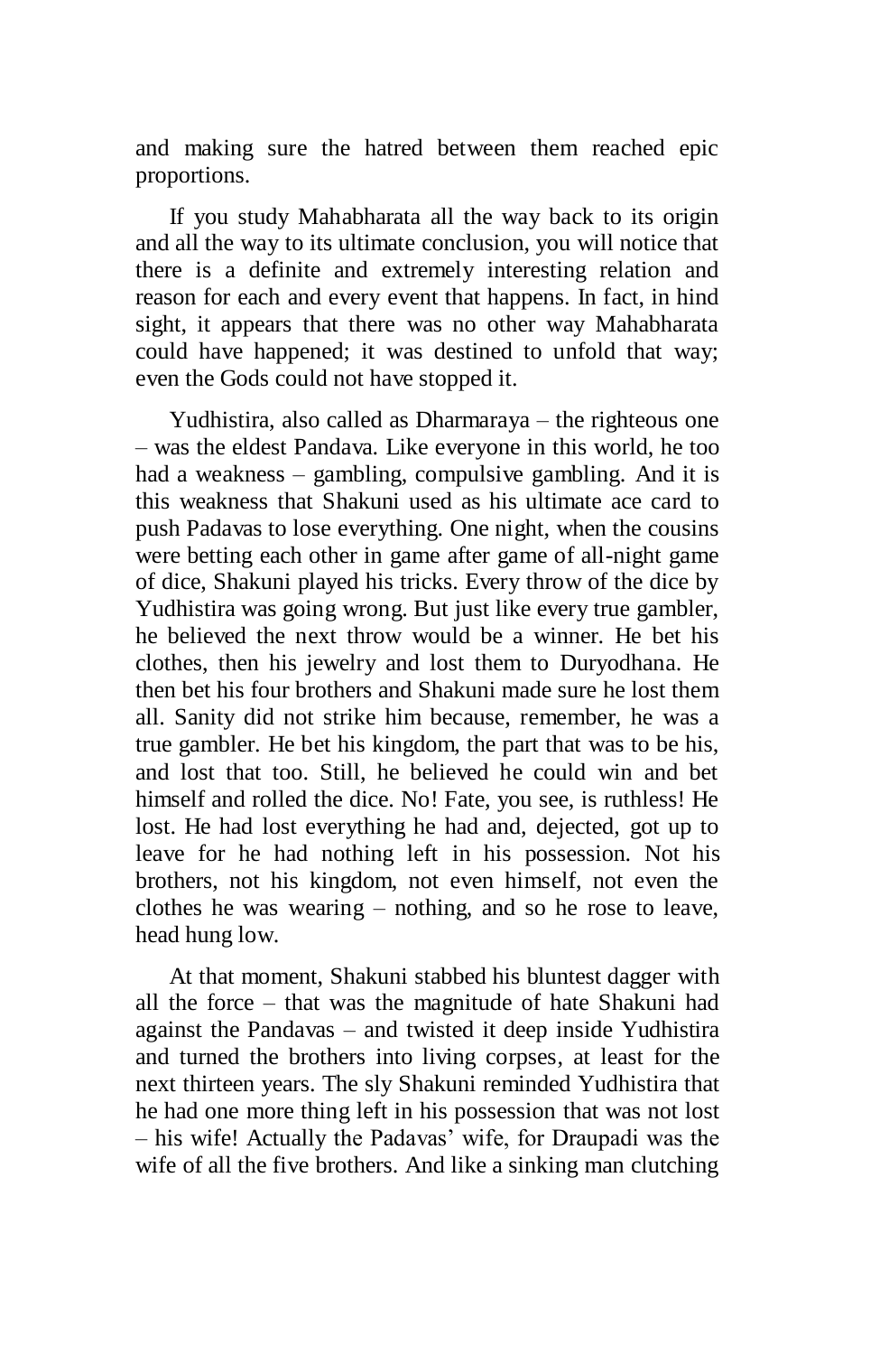and making sure the hatred between them reached epic proportions.

If you study Mahabharata all the way back to its origin and all the way to its ultimate conclusion, you will notice that there is a definite and extremely interesting relation and reason for each and every event that happens. In fact, in hind sight, it appears that there was no other way Mahabharata could have happened; it was destined to unfold that way; even the Gods could not have stopped it.

Yudhistira, also called as Dharmaraya – the righteous one – was the eldest Pandava. Like everyone in this world, he too had a weakness – gambling, compulsive gambling. And it is this weakness that Shakuni used as his ultimate ace card to push Padavas to lose everything. One night, when the cousins were betting each other in game after game of all-night game of dice, Shakuni played his tricks. Every throw of the dice by Yudhistira was going wrong. But just like every true gambler, he believed the next throw would be a winner. He bet his clothes, then his jewelry and lost them to Duryodhana. He then bet his four brothers and Shakuni made sure he lost them all. Sanity did not strike him because, remember, he was a true gambler. He bet his kingdom, the part that was to be his, and lost that too. Still, he believed he could win and bet himself and rolled the dice. No! Fate, you see, is ruthless! He lost. He had lost everything he had and, dejected, got up to leave for he had nothing left in his possession. Not his brothers, not his kingdom, not even himself, not even the clothes he was wearing – nothing, and so he rose to leave, head hung low.

At that moment, Shakuni stabbed his bluntest dagger with all the force – that was the magnitude of hate Shakuni had against the Pandavas – and twisted it deep inside Yudhistira and turned the brothers into living corpses, at least for the next thirteen years. The sly Shakuni reminded Yudhistira that he had one more thing left in his possession that was not lost – his wife! Actually the Padavas' wife, for Draupadi was the wife of all the five brothers. And like a sinking man clutching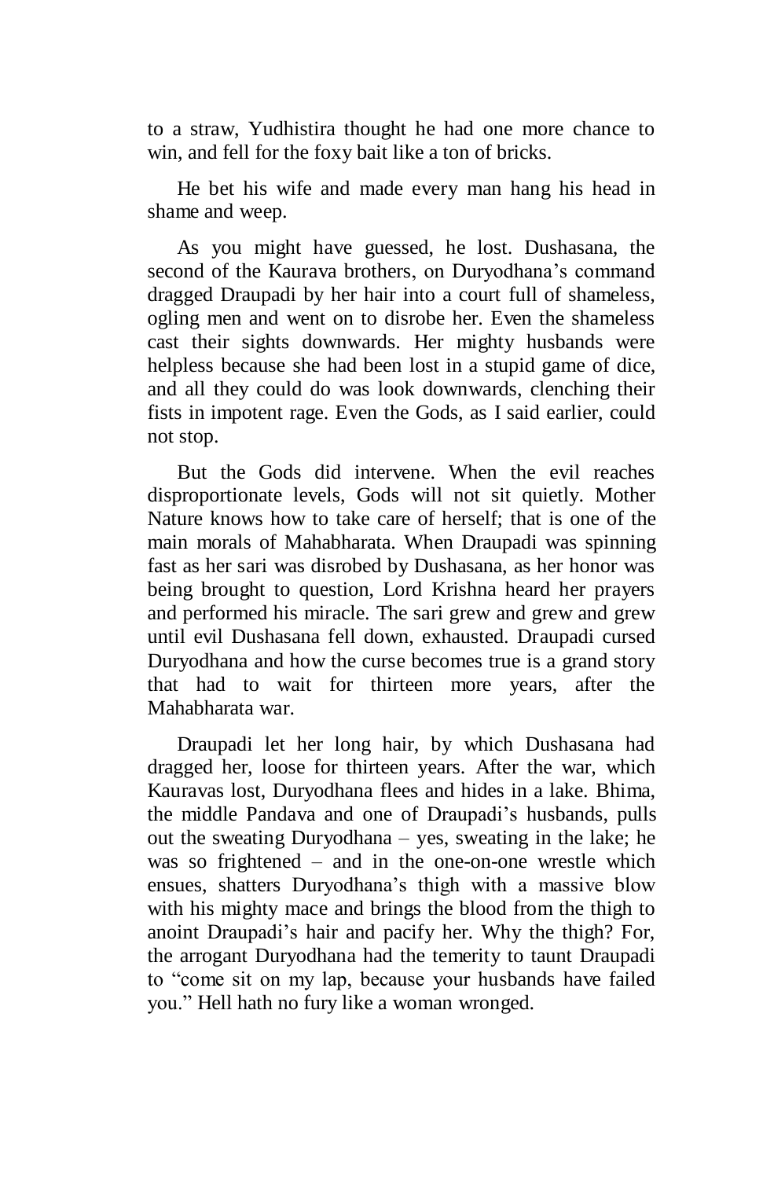to a straw, Yudhistira thought he had one more chance to win, and fell for the foxy bait like a ton of bricks.

He bet his wife and made every man hang his head in shame and weep.

As you might have guessed, he lost. Dushasana, the second of the Kaurava brothers, on Duryodhana's command dragged Draupadi by her hair into a court full of shameless, ogling men and went on to disrobe her. Even the shameless cast their sights downwards. Her mighty husbands were helpless because she had been lost in a stupid game of dice, and all they could do was look downwards, clenching their fists in impotent rage. Even the Gods, as I said earlier, could not stop.

But the Gods did intervene. When the evil reaches disproportionate levels, Gods will not sit quietly. Mother Nature knows how to take care of herself; that is one of the main morals of Mahabharata. When Draupadi was spinning fast as her sari was disrobed by Dushasana, as her honor was being brought to question, Lord Krishna heard her prayers and performed his miracle. The sari grew and grew and grew until evil Dushasana fell down, exhausted. Draupadi cursed Duryodhana and how the curse becomes true is a grand story that had to wait for thirteen more years, after the Mahabharata war.

Draupadi let her long hair, by which Dushasana had dragged her, loose for thirteen years. After the war, which Kauravas lost, Duryodhana flees and hides in a lake. Bhima, the middle Pandava and one of Draupadi's husbands, pulls out the sweating Duryodhana – yes, sweating in the lake; he was so frightened – and in the one-on-one wrestle which ensues, shatters Duryodhana's thigh with a massive blow with his mighty mace and brings the blood from the thigh to anoint Draupadi's hair and pacify her. Why the thigh? For, the arrogant Duryodhana had the temerity to taunt Draupadi to "come sit on my lap, because your husbands have failed you." Hell hath no fury like a woman wronged.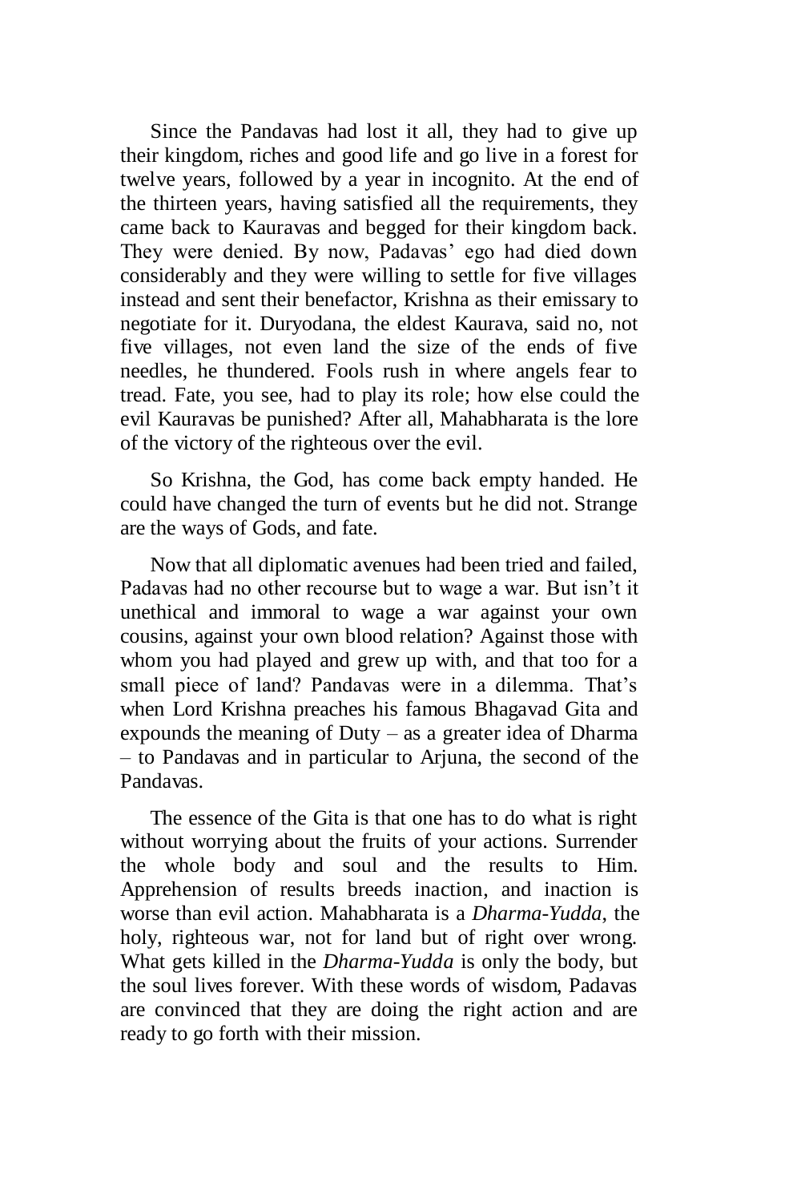Since the Pandavas had lost it all, they had to give up their kingdom, riches and good life and go live in a forest for twelve years, followed by a year in incognito. At the end of the thirteen years, having satisfied all the requirements, they came back to Kauravas and begged for their kingdom back. They were denied. By now, Padavas' ego had died down considerably and they were willing to settle for five villages instead and sent their benefactor, Krishna as their emissary to negotiate for it. Duryodana, the eldest Kaurava, said no, not five villages, not even land the size of the ends of five needles, he thundered. Fools rush in where angels fear to tread. Fate, you see, had to play its role; how else could the evil Kauravas be punished? After all, Mahabharata is the lore of the victory of the righteous over the evil.

So Krishna, the God, has come back empty handed. He could have changed the turn of events but he did not. Strange are the ways of Gods, and fate.

Now that all diplomatic avenues had been tried and failed, Padavas had no other recourse but to wage a war. But isn't it unethical and immoral to wage a war against your own cousins, against your own blood relation? Against those with whom you had played and grew up with, and that too for a small piece of land? Pandavas were in a dilemma. That's when Lord Krishna preaches his famous Bhagavad Gita and expounds the meaning of Duty – as a greater idea of Dharma – to Pandavas and in particular to Arjuna, the second of the Pandavas.

The essence of the Gita is that one has to do what is right without worrying about the fruits of your actions. Surrender the whole body and soul and the results to Him. Apprehension of results breeds inaction, and inaction is worse than evil action. Mahabharata is a *Dharma-Yudda*, the holy, righteous war, not for land but of right over wrong. What gets killed in the *Dharma-Yudda* is only the body, but the soul lives forever. With these words of wisdom, Padavas are convinced that they are doing the right action and are ready to go forth with their mission.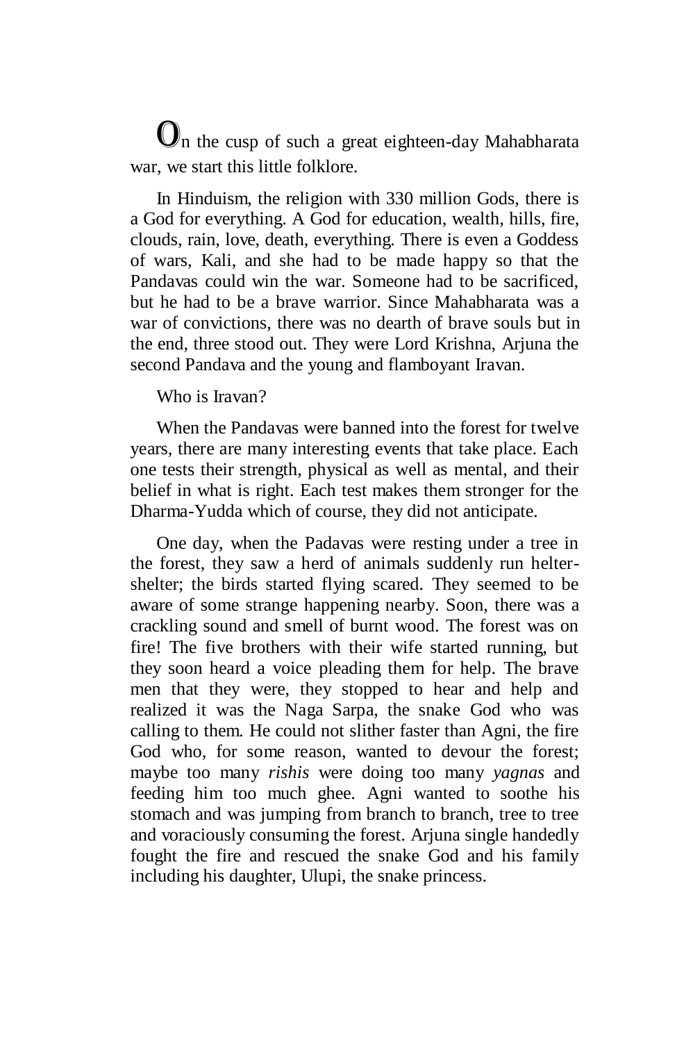On the cusp of such a great eighteen-day Mahabharata war, we start this little folklore.

In Hinduism, the religion with 330 million Gods, there is a God for everything. A God for education, wealth, hills, fire, clouds, rain, love, death, everything. There is even a Goddess of wars, Kali, and she had to be made happy so that the Pandavas could win the war. Someone had to be sacrificed, but he had to be a brave warrior. Since Mahabharata was a war of convictions, there was no dearth of brave souls but in the end, three stood out. They were Lord Krishna, Arjuna the second Pandava and the young and flamboyant Iravan.

Who is Iravan?

When the Pandavas were banned into the forest for twelve years, there are many interesting events that take place. Each one tests their strength, physical as well as mental, and their belief in what is right. Each test makes them stronger for the Dharma-Yudda which of course, they did not anticipate.

One day, when the Padavas were resting under a tree in the forest, they saw a herd of animals suddenly run helter-shelter; the birds started flying scared. They seemed to be aware of some strange happening nearby. Soon, there was a crackling sound and smell of burnt wood. The forest was on fire! The five brothers with their wife started running, but they soon heard a voice pleading them for help. The brave men that they were, they stopped to hear and help and realized it was the Naga Sarpa, the snake God who was calling to them. He could not slither faster than Agni, the fire God who, for some reason, wanted to devour the forest; maybe too many *rishis* were doing too many *yagnas* and feeding him too much ghee. Agni wanted to soothe his stomach and was jumping from branch to branch, tree to tree and voraciously consuming the forest. Arjuna single handedly fought the fire and rescued the snake God and his family including his daughter, Ulupi, the snake princess.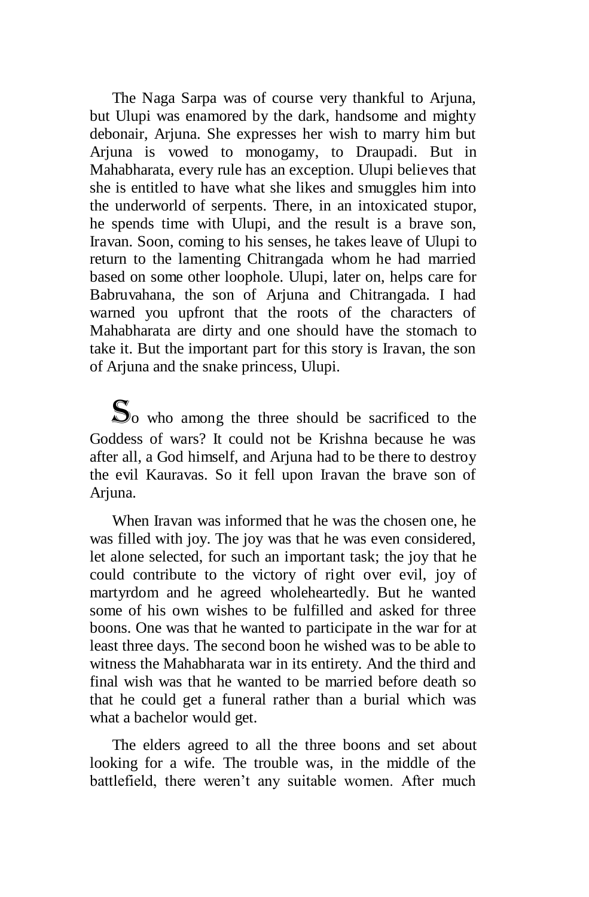The Naga Sarpa was of course very thankful to Arjuna, but Ulupi was enamored by the dark, handsome and mighty debonair, Arjuna. She expresses her wish to marry him but Arjuna is vowed to monogamy, to Draupadi. But in Mahabharata, every rule has an exception. Ulupi believes that she is entitled to have what she likes and smuggles him into the underworld of serpents. There, in an intoxicated stupor, he spends time with Ulupi, and the result is a brave son, Iravan. Soon, coming to his senses, he takes leave of Ulupi to return to the lamenting Chitrangada whom he had married based on some other loophole. Ulupi, later on, helps care for Babruvahana, the son of Arjuna and Chitrangada. I had warned you upfront that the roots of the characters of Mahabharata are dirty and one should have the stomach to take it. But the important part for this story is Iravan, the son of Arjuna and the snake princess, Ulupi.

So who among the three should be sacrificed to the Goddess of wars? It could not be Krishna because he was after all, a God himself, and Arjuna had to be there to destroy the evil Kauravas. So it fell upon Iravan the brave son of Arjuna.

When Iravan was informed that he was the chosen one, he was filled with joy. The joy was that he was even considered, let alone selected, for such an important task; the joy that he could contribute to the victory of right over evil, joy of martyrdom and he agreed wholeheartedly. But he wanted some of his own wishes to be fulfilled and asked for three boons. One was that he wanted to participate in the war for at least three days. The second boon he wished was to be able to witness the Mahabharata war in its entirety. And the third and final wish was that he wanted to be married before death so that he could get a funeral rather than a burial which was what a bachelor would get.

The elders agreed to all the three boons and set about looking for a wife. The trouble was, in the middle of the battlefield, there weren't any suitable women. After much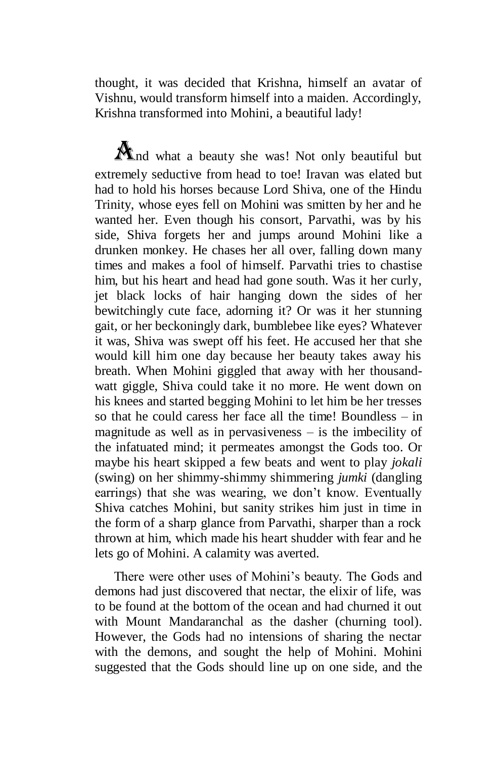thought, it was decided that Krishna, himself an avatar of Vishnu, would transform himself into a maiden. Accordingly, Krishna transformed into Mohini, a beautiful lady!

And what a beauty she was! Not only beautiful but extremely seductive from head to toe! Iravan was elated but had to hold his horses because Lord Shiva, one of the Hindu Trinity, whose eyes fell on Mohini was smitten by her and he wanted her. Even though his consort, Parvathi, was by his side, Shiva forgets her and jumps around Mohini like a drunken monkey. He chases her all over, falling down many times and makes a fool of himself. Parvathi tries to chastise him, but his heart and head had gone south. Was it her curly, jet black locks of hair hanging down the sides of her bewitchingly cute face, adorning it? Or was it her stunning gait, or her beckoningly dark, bumblebee like eyes? Whatever it was, Shiva was swept off his feet. He accused her that she would kill him one day because her beauty takes away his breath. When Mohini giggled that away with her thousand-watt giggle, Shiva could take it no more. He went down on his knees and started begging Mohini to let him be her tresses so that he could caress her face all the time! Boundless – in magnitude as well as in pervasiveness – is the imbecility of the infatuated mind; it permeates amongst the Gods too. Or maybe his heart skipped a few beats and went to play *jokali* (swing) on her shimmy-shimmy shimmering *jumki* (dangling earrings) that she was wearing, we don't know. Eventually Shiva catches Mohini, but sanity strikes him just in time in the form of a sharp glance from Parvathi, sharper than a rock thrown at him, which made his heart shudder with fear and he lets go of Mohini. A calamity was averted.

There were other uses of Mohini's beauty. The Gods and demons had just discovered that nectar, the elixir of life, was to be found at the bottom of the ocean and had churned it out with Mount Mandaranchal as the dasher (churning tool). However, the Gods had no intensions of sharing the nectar with the demons, and sought the help of Mohini. Mohini suggested that the Gods should line up on one side, and the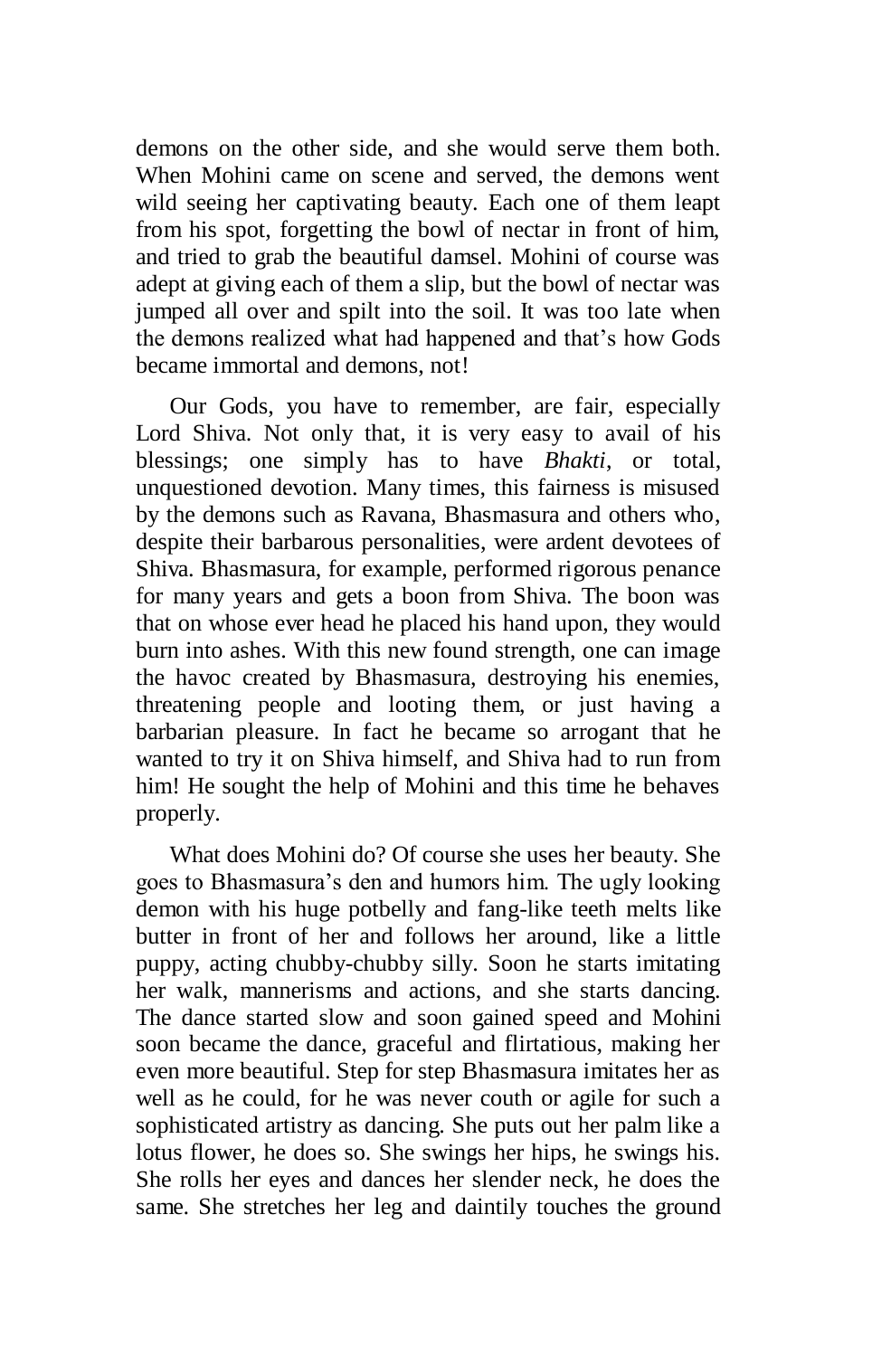demons on the other side, and she would serve them both. When Mohini came on scene and served, the demons went wild seeing her captivating beauty. Each one of them leapt from his spot, forgetting the bowl of nectar in front of him, and tried to grab the beautiful damsel. Mohini of course was adept at giving each of them a slip, but the bowl of nectar was jumped all over and spilt into the soil. It was too late when the demons realized what had happened and that's how Gods became immortal and demons, not!

Our Gods, you have to remember, are fair, especially Lord Shiva. Not only that, it is very easy to avail of his blessings; one simply has to have *Bhakti*, or total, unquestioned devotion. Many times, this fairness is misused by the demons such as Ravana, Bhasmasura and others who, despite their barbarous personalities, were ardent devotees of Shiva. Bhasmasura, for example, performed rigorous penance for many years and gets a boon from Shiva. The boon was that on whose ever head he placed his hand upon, they would burn into ashes. With this new found strength, one can image the havoc created by Bhasmasura, destroying his enemies, threatening people and looting them, or just having a barbarian pleasure. In fact he became so arrogant that he wanted to try it on Shiva himself, and Shiva had to run from him! He sought the help of Mohini and this time he behaves properly.

What does Mohini do? Of course she uses her beauty. She goes to Bhasmasura's den and humors him. The ugly looking demon with his huge potbelly and fang-like teeth melts like butter in front of her and follows her around, like a little puppy, acting chubby-chubby silly. Soon he starts imitating her walk, mannerisms and actions, and she starts dancing. The dance started slow and soon gained speed and Mohini soon became the dance, graceful and flirtatious, making her even more beautiful. Step for step Bhasmasura imitates her as well as he could, for he was never couth or agile for such a sophisticated artistry as dancing. She puts out her palm like a lotus flower, he does so. She swings her hips, he swings his. She rolls her eyes and dances her slender neck, he does the same. She stretches her leg and daintily touches the ground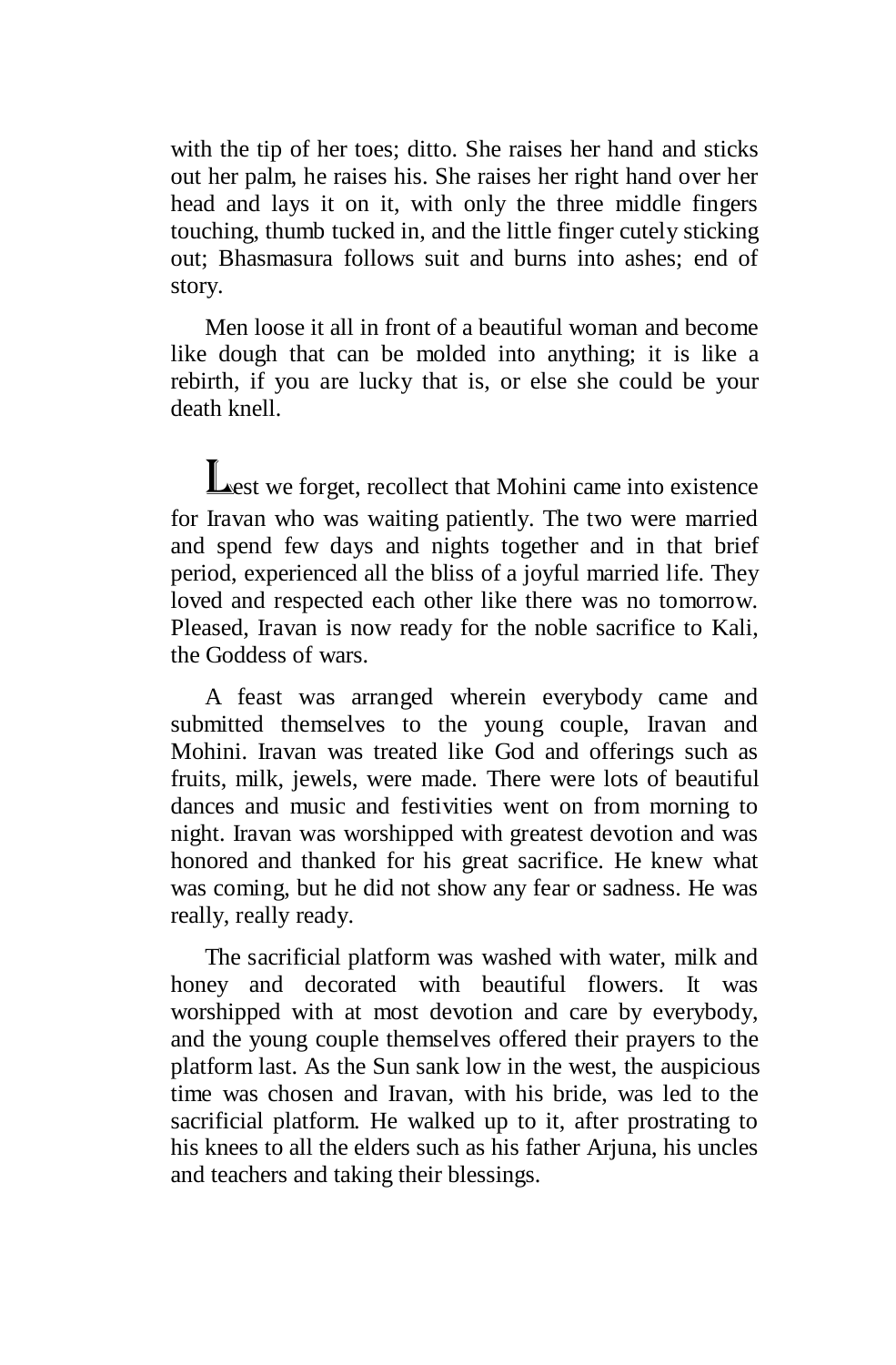with the tip of her toes; ditto. She raises her hand and sticks out her palm, he raises his. She raises her right hand over her head and lays it on it, with only the three middle fingers touching, thumb tucked in, and the little finger cutely sticking out; Bhasmasura follows suit and burns into ashes; end of story.

Men loose it all in front of a beautiful woman and become like dough that can be molded into anything; it is like a rebirth, if you are lucky that is, or else she could be your death knell.

Lest we forget, recollect that Mohini came into existence for Iravan who was waiting patiently. The two were married and spend few days and nights together and in that brief period, experienced all the bliss of a joyful married life. They loved and respected each other like there was no tomorrow. Pleased, Iravan is now ready for the noble sacrifice to Kali, the Goddess of wars.

A feast was arranged wherein everybody came and submitted themselves to the young couple, Iravan and Mohini. Iravan was treated like God and offerings such as fruits, milk, jewels, were made. There were lots of beautiful dances and music and festivities went on from morning to night. Iravan was worshipped with greatest devotion and was honored and thanked for his great sacrifice. He knew what was coming, but he did not show any fear or sadness. He was really, really ready.

The sacrificial platform was washed with water, milk and honey and decorated with beautiful flowers. It was worshipped with at most devotion and care by everybody, and the young couple themselves offered their prayers to the platform last. As the Sun sank low in the west, the auspicious time was chosen and Iravan, with his bride, was led to the sacrificial platform. He walked up to it, after prostrating to his knees to all the elders such as his father Arjuna, his uncles and teachers and taking their blessings.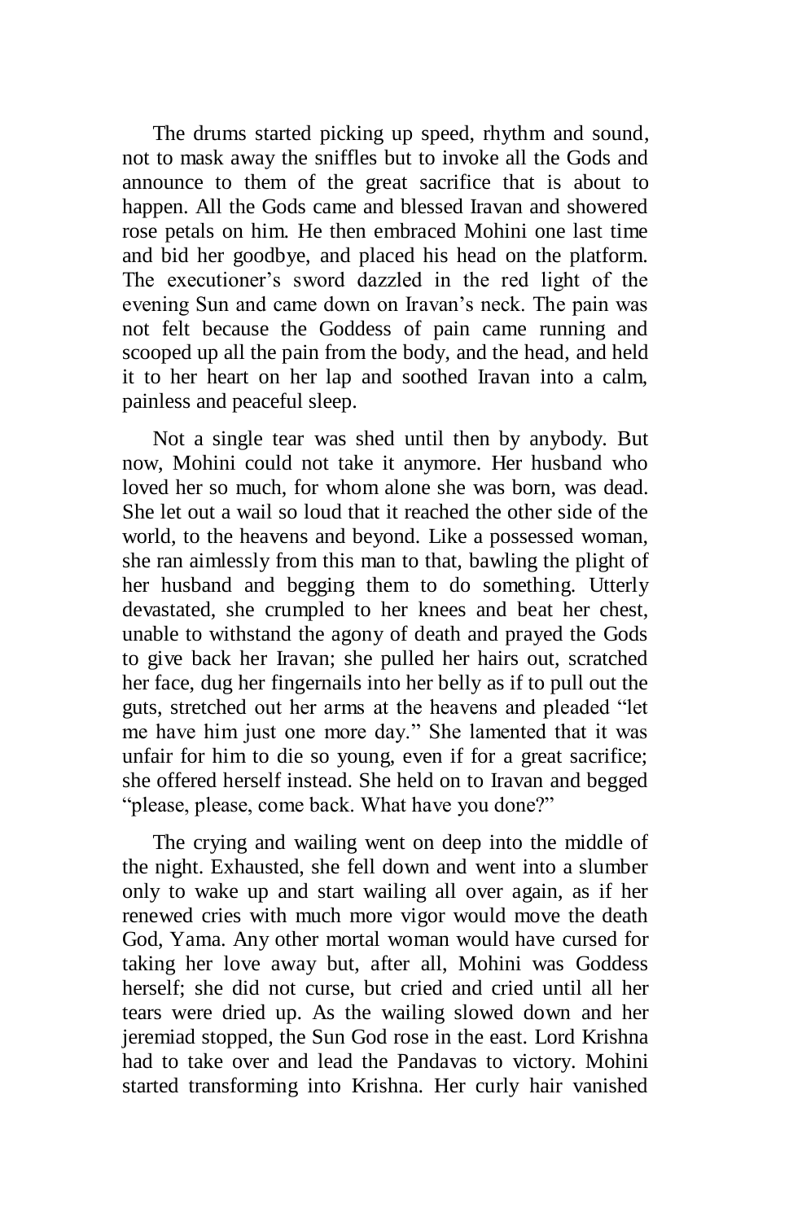The drums started picking up speed, rhythm and sound, not to mask away the sniffles but to invoke all the Gods and announce to them of the great sacrifice that is about to happen. All the Gods came and blessed Iravan and showered rose petals on him. He then embraced Mohini one last time and bid her goodbye, and placed his head on the platform. The executioner's sword dazzled in the red light of the evening Sun and came down on Iravan's neck. The pain was not felt because the Goddess of pain came running and scooped up all the pain from the body, and the head, and held it to her heart on her lap and soothed Iravan into a calm, painless and peaceful sleep.

Not a single tear was shed until then by anybody. But now, Mohini could not take it anymore. Her husband who loved her so much, for whom alone she was born, was dead. She let out a wail so loud that it reached the other side of the world, to the heavens and beyond. Like a possessed woman, she ran aimlessly from this man to that, bawling the plight of her husband and begging them to do something. Utterly devastated, she crumpled to her knees and beat her chest, unable to withstand the agony of death and prayed the Gods to give back her Iravan; she pulled her hairs out, scratched her face, dug her fingernails into her belly as if to pull out the guts, stretched out her arms at the heavens and pleaded "let me have him just one more day." She lamented that it was unfair for him to die so young, even if for a great sacrifice; she offered herself instead. She held on to Iravan and begged "please, please, come back. What have you done?"

The crying and wailing went on deep into the middle of the night. Exhausted, she fell down and went into a slumber only to wake up and start wailing all over again, as if her renewed cries with much more vigor would move the death God, Yama. Any other mortal woman would have cursed for taking her love away but, after all, Mohini was Goddess herself; she did not curse, but cried and cried until all her tears were dried up. As the wailing slowed down and her jeremiad stopped, the Sun God rose in the east. Lord Krishna had to take over and lead the Pandavas to victory. Mohini started transforming into Krishna. Her curly hair vanished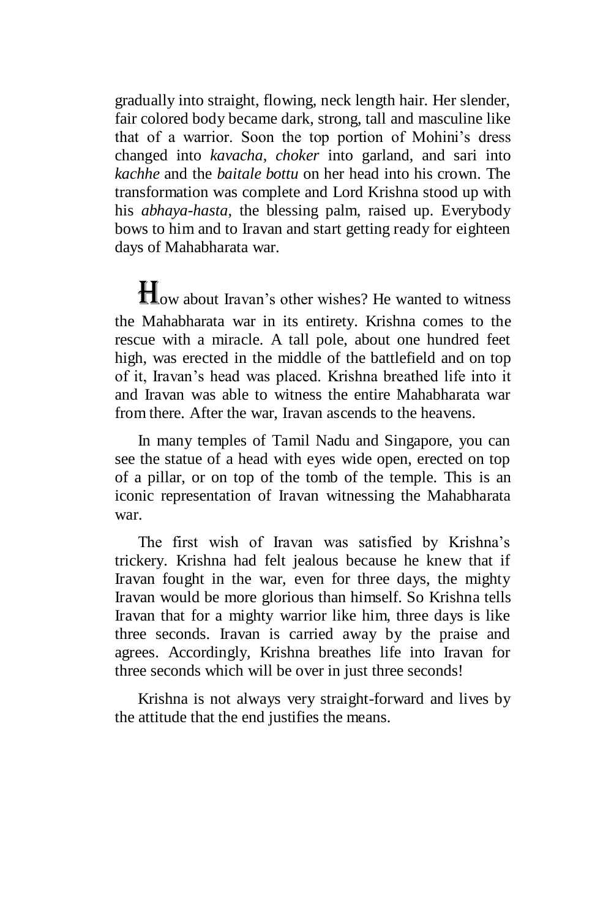gradually into straight, flowing, neck length hair. Her slender, fair colored body became dark, strong, tall and masculine like that of a warrior. Soon the top portion of Mohini's dress changed into *kavacha*, *choker* into garland, and sari into *kachhe* and the *baitale bottu* on her head into his crown. The transformation was complete and Lord Krishna stood up with his *abhaya-hasta*, the blessing palm, raised up. Everybody bows to him and to Iravan and start getting ready for eighteen days of Mahabharata war.

How about Iravan's other wishes? He wanted to witness the Mahabharata war in its entirety. Krishna comes to the rescue with a miracle. A tall pole, about one hundred feet high, was erected in the middle of the battlefield and on top of it, Iravan's head was placed. Krishna breathed life into it and Iravan was able to witness the entire Mahabharata war from there. After the war, Iravan ascends to the heavens.

In many temples of Tamil Nadu and Singapore, you can see the statue of a head with eyes wide open, erected on top of a pillar, or on top of the tomb of the temple. This is an iconic representation of Iravan witnessing the Mahabharata war.

The first wish of Iravan was satisfied by Krishna's trickery. Krishna had felt jealous because he knew that if Iravan fought in the war, even for three days, the mighty Iravan would be more glorious than himself. So Krishna tells Iravan that for a mighty warrior like him, three days is like three seconds. Iravan is carried away by the praise and agrees. Accordingly, Krishna breathes life into Iravan for three seconds which will be over in just three seconds!

Krishna is not always very straight-forward and lives by the attitude that the end justifies the means.